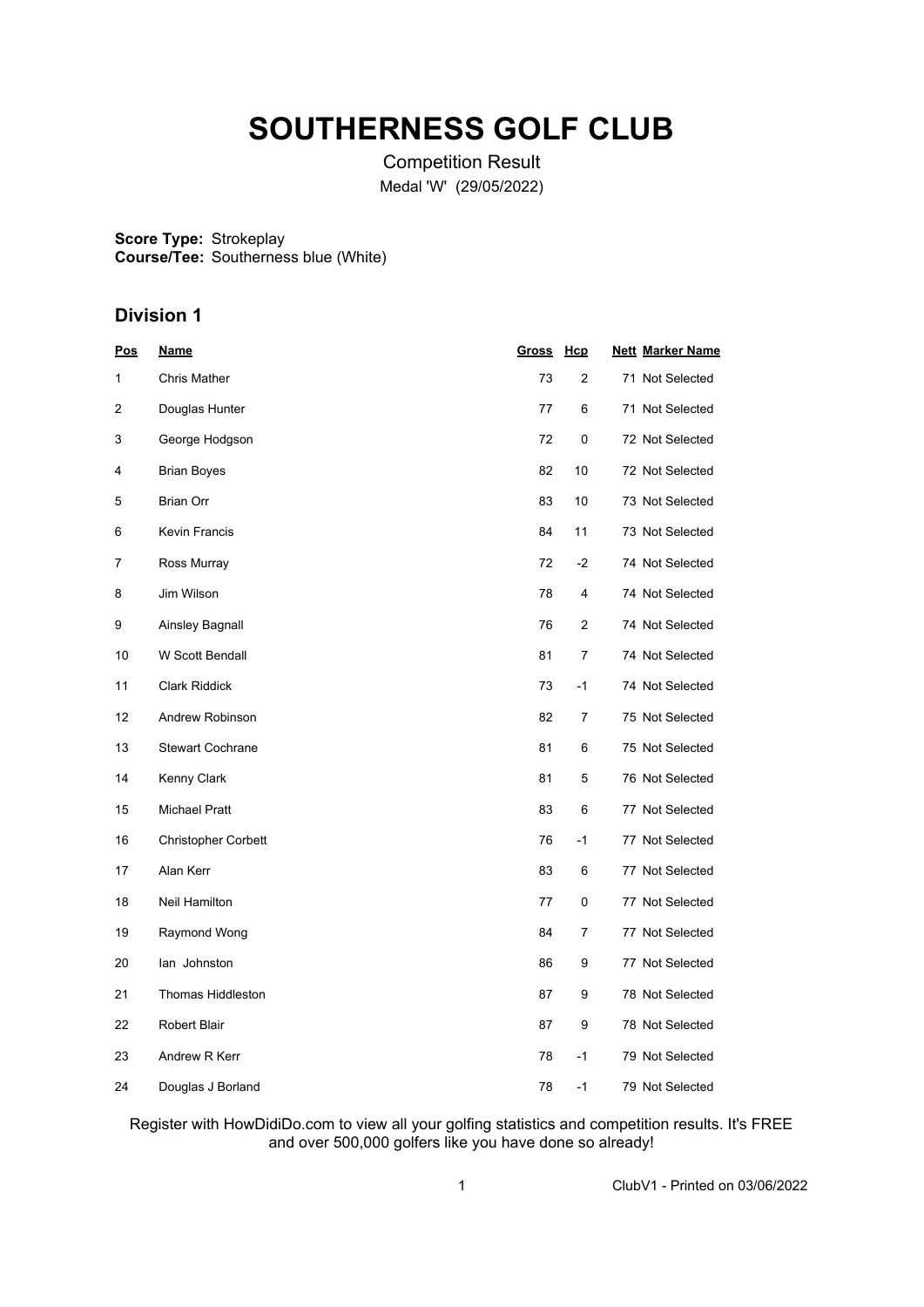# SOUTHERNESS GOLF CLUB

Competition Result

Medal 'W' (29/05/2022)

**Score Type:** Strokeplay
**Course/Tee:** Southerness blue (White)

## Division 1

| Pos | Name | Gross | Hcp | Nett | Marker Name |
|---|---|---|---|---|---|
| 1 | Chris Mather | 73 | 2 | 71 | Not Selected |
| 2 | Douglas Hunter | 77 | 6 | 71 | Not Selected |
| 3 | George Hodgson | 72 | 0 | 72 | Not Selected |
| 4 | Brian Boyes | 82 | 10 | 72 | Not Selected |
| 5 | Brian Orr | 83 | 10 | 73 | Not Selected |
| 6 | Kevin Francis | 84 | 11 | 73 | Not Selected |
| 7 | Ross Murray | 72 | -2 | 74 | Not Selected |
| 8 | Jim Wilson | 78 | 4 | 74 | Not Selected |
| 9 | Ainsley Bagnall | 76 | 2 | 74 | Not Selected |
| 10 | W Scott Bendall | 81 | 7 | 74 | Not Selected |
| 11 | Clark Riddick | 73 | -1 | 74 | Not Selected |
| 12 | Andrew Robinson | 82 | 7 | 75 | Not Selected |
| 13 | Stewart Cochrane | 81 | 6 | 75 | Not Selected |
| 14 | Kenny Clark | 81 | 5 | 76 | Not Selected |
| 15 | Michael Pratt | 83 | 6 | 77 | Not Selected |
| 16 | Christopher Corbett | 76 | -1 | 77 | Not Selected |
| 17 | Alan Kerr | 83 | 6 | 77 | Not Selected |
| 18 | Neil Hamilton | 77 | 0 | 77 | Not Selected |
| 19 | Raymond Wong | 84 | 7 | 77 | Not Selected |
| 20 | Ian Johnston | 86 | 9 | 77 | Not Selected |
| 21 | Thomas Hiddleston | 87 | 9 | 78 | Not Selected |
| 22 | Robert Blair | 87 | 9 | 78 | Not Selected |
| 23 | Andrew R Kerr | 78 | -1 | 79 | Not Selected |
| 24 | Douglas J Borland | 78 | -1 | 79 | Not Selected |

Register with HowDidiDo.com to view all your golfing statistics and competition results. It's FREE and over 500,000 golfers like you have done so already!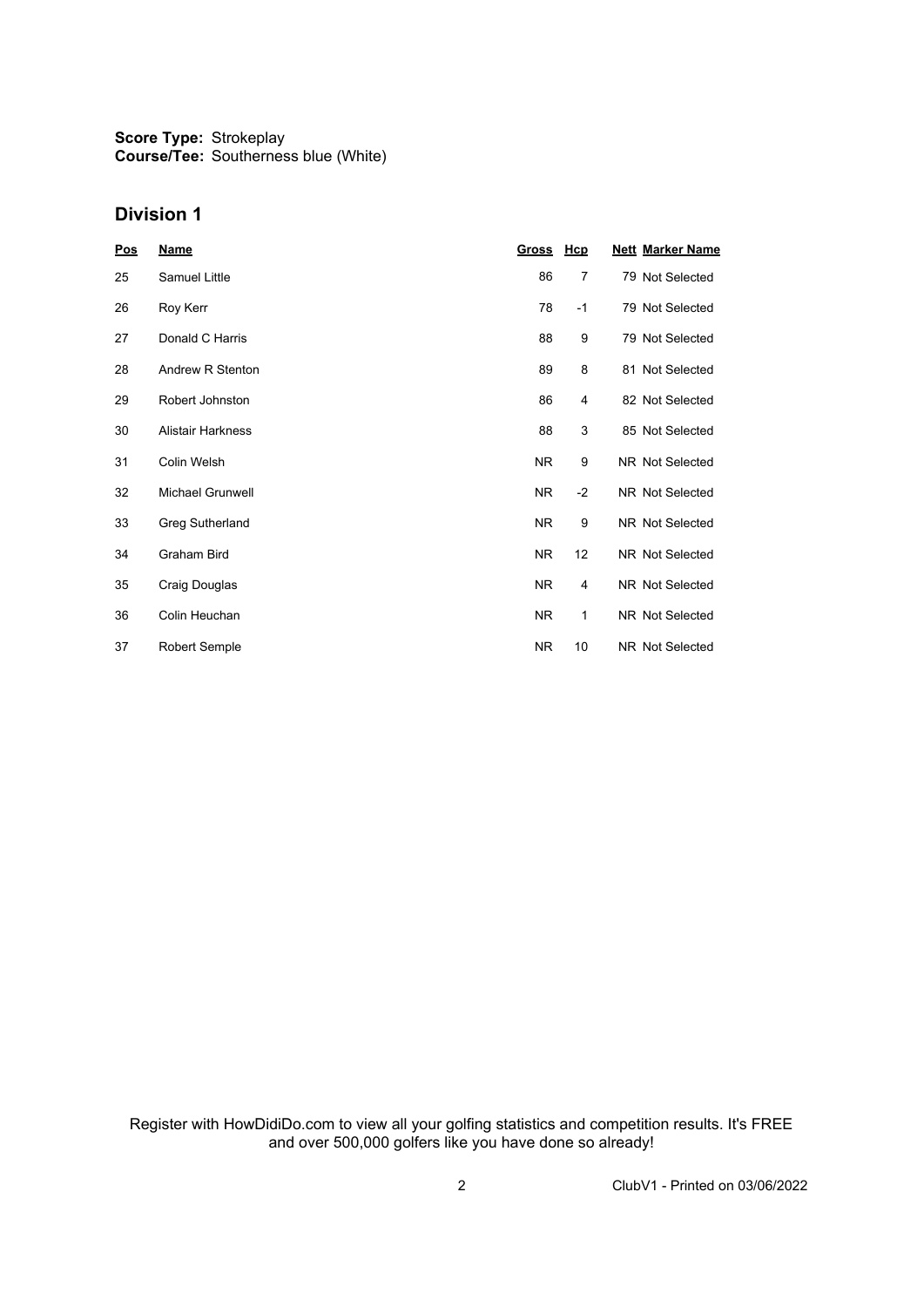**Score Type:** Strokeplay
**Course/Tee:** Southerness blue (White)

## Division 1

| Pos | Name | Gross | Hcp | Nett | Marker Name |
|---|---|---|---|---|---|
| 25 | Samuel Little | 86 | 7 | 79 | Not Selected |
| 26 | Roy Kerr | 78 | -1 | 79 | Not Selected |
| 27 | Donald C Harris | 88 | 9 | 79 | Not Selected |
| 28 | Andrew R Stenton | 89 | 8 | 81 | Not Selected |
| 29 | Robert Johnston | 86 | 4 | 82 | Not Selected |
| 30 | Alistair Harkness | 88 | 3 | 85 | Not Selected |
| 31 | Colin Welsh | NR | 9 | NR | Not Selected |
| 32 | Michael Grunwell | NR | -2 | NR | Not Selected |
| 33 | Greg Sutherland | NR | 9 | NR | Not Selected |
| 34 | Graham Bird | NR | 12 | NR | Not Selected |
| 35 | Craig Douglas | NR | 4 | NR | Not Selected |
| 36 | Colin Heuchan | NR | 1 | NR | Not Selected |
| 37 | Robert Semple | NR | 10 | NR | Not Selected |

Register with HowDidiDo.com to view all your golfing statistics and competition results. It's FREE and over 500,000 golfers like you have done so already!

ClubV1 - Printed on 03/06/2022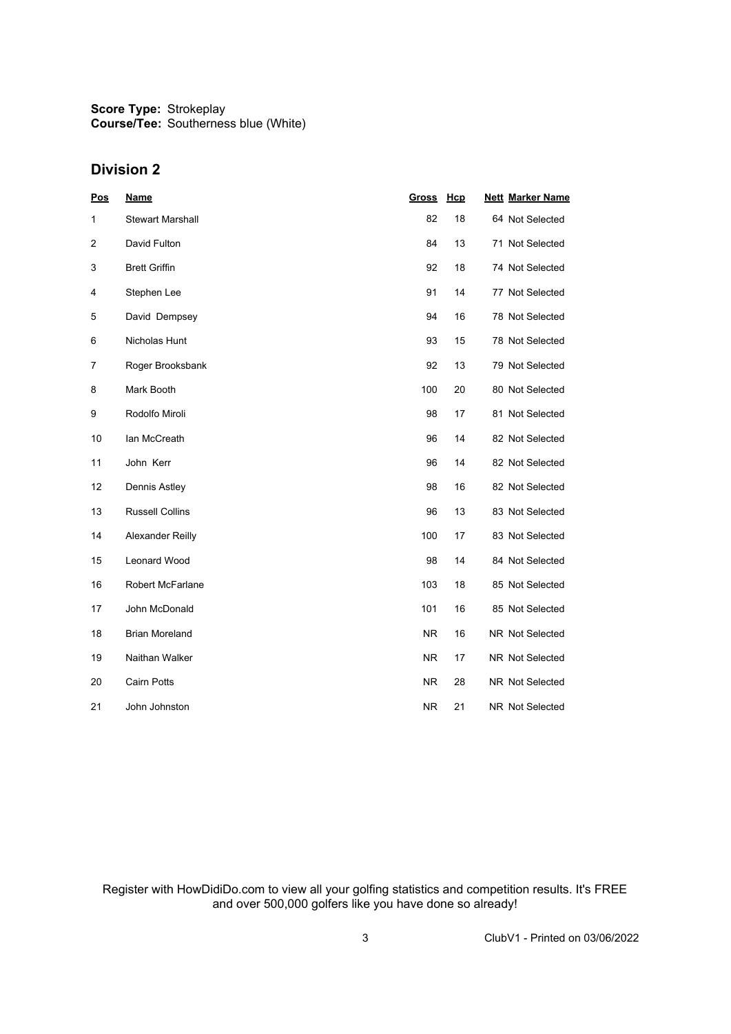**Score Type:** Strokeplay
**Course/Tee:** Southerness blue (White)

## Division 2

| Pos | Name | Gross | Hcp | Nett | Marker Name |
|---|---|---|---|---|---|
| 1 | Stewart Marshall | 82 | 18 | 64 | Not Selected |
| 2 | David Fulton | 84 | 13 | 71 | Not Selected |
| 3 | Brett Griffin | 92 | 18 | 74 | Not Selected |
| 4 | Stephen Lee | 91 | 14 | 77 | Not Selected |
| 5 | David Dempsey | 94 | 16 | 78 | Not Selected |
| 6 | Nicholas Hunt | 93 | 15 | 78 | Not Selected |
| 7 | Roger Brooksbank | 92 | 13 | 79 | Not Selected |
| 8 | Mark Booth | 100 | 20 | 80 | Not Selected |
| 9 | Rodolfo Miroli | 98 | 17 | 81 | Not Selected |
| 10 | Ian McCreath | 96 | 14 | 82 | Not Selected |
| 11 | John Kerr | 96 | 14 | 82 | Not Selected |
| 12 | Dennis Astley | 98 | 16 | 82 | Not Selected |
| 13 | Russell Collins | 96 | 13 | 83 | Not Selected |
| 14 | Alexander Reilly | 100 | 17 | 83 | Not Selected |
| 15 | Leonard Wood | 98 | 14 | 84 | Not Selected |
| 16 | Robert McFarlane | 103 | 18 | 85 | Not Selected |
| 17 | John McDonald | 101 | 16 | 85 | Not Selected |
| 18 | Brian Moreland | NR | 16 | NR | Not Selected |
| 19 | Naithan Walker | NR | 17 | NR | Not Selected |
| 20 | Cairn Potts | NR | 28 | NR | Not Selected |
| 21 | John Johnston | NR | 21 | NR | Not Selected |

Register with HowDidiDo.com to view all your golfing statistics and competition results. It's FREE and over 500,000 golfers like you have done so already!

ClubV1 - Printed on 03/06/2022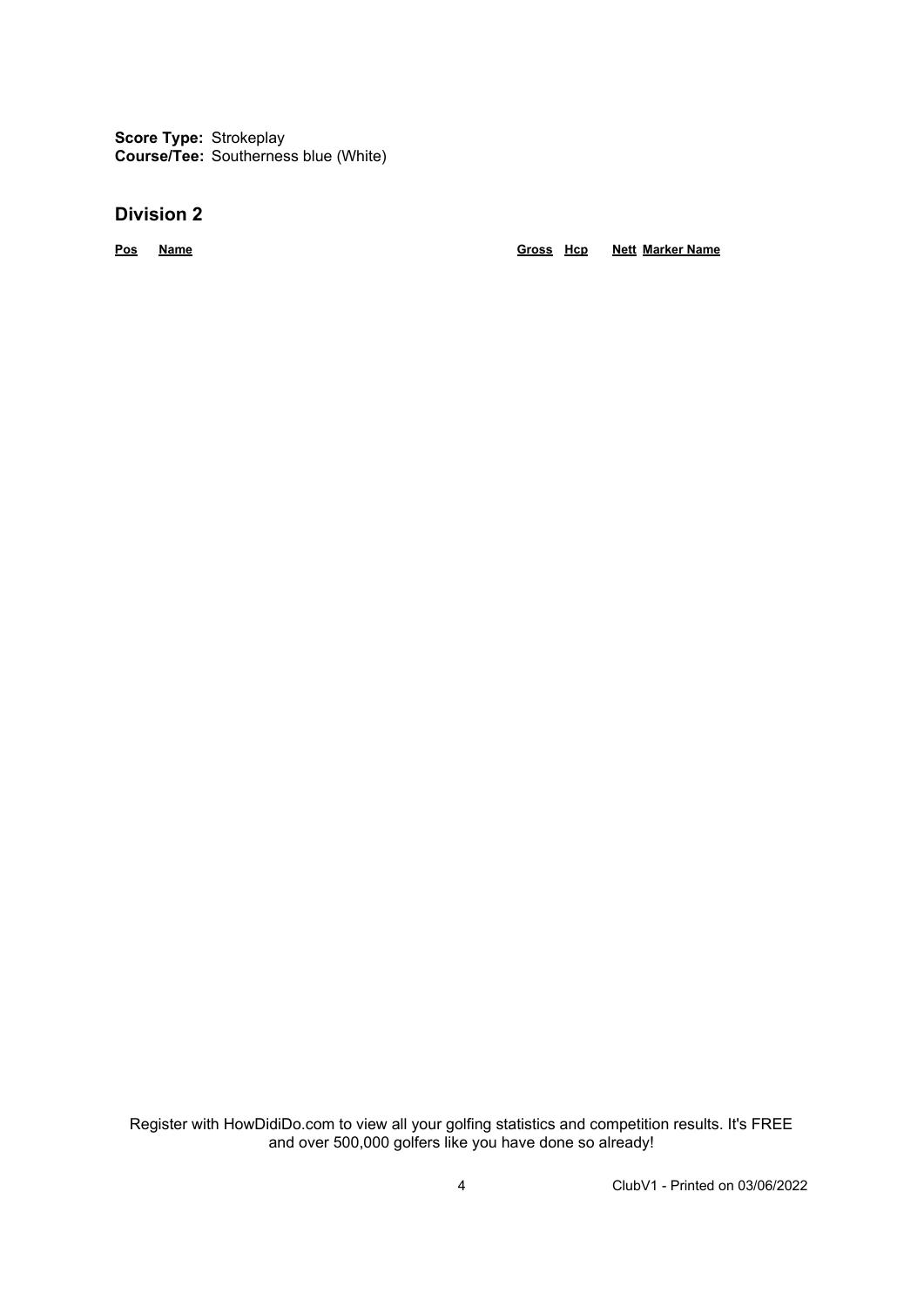**Score Type:** Strokeplay
**Course/Tee:** Southerness blue (White)

## Division 2

| Pos | Name | Gross | Hcp | Nett | Marker Name |
|---|---|---|---|---|---|

Register with HowDidiDo.com to view all your golfing statistics and competition results. It's FREE and over 500,000 golfers like you have done so already!

ClubV1 - Printed on 03/06/2022